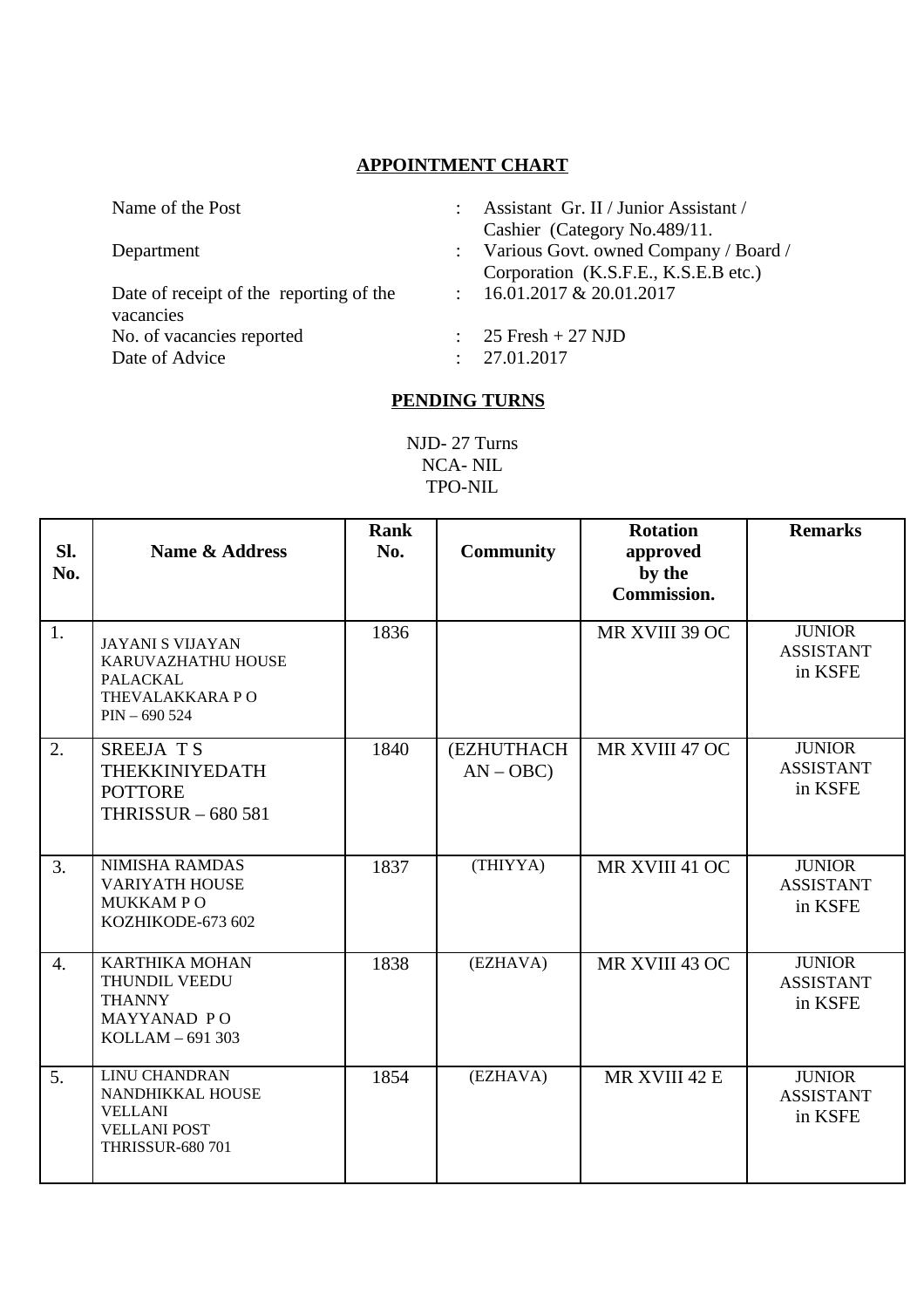## APPOINTMENT CHART

| | | |
|---|---|---|
| Name of the Post | : | Assistant Gr. II / Junior Assistant / Cashier (Category No.489/11. |
| Department | : | Various Govt. owned Company / Board / Corporation (K.S.F.E., K.S.E.B etc.) |
| Date of receipt of the reporting of the vacancies | : | 16.01.2017 & 20.01.2017 |
| No. of vacancies reported | : | 25 Fresh + 27 NJD |
| Date of Advice | : | 27.01.2017 |

## PENDING TURNS

NJD- 27 Turns
NCA- NIL
TPO-NIL

| Sl. No. | Name & Address | Rank No. | Community | Rotation approved by the Commission. | Remarks |
|---|---|---|---|---|---|
| 1. | JAYANI S VIJAYAN KARUVAZHATHU HOUSE PALACKAL THEVALAKKARA P O PIN – 690 524 | 1836 | | MR XVIII 39 OC | JUNIOR ASSISTANT in KSFE |
| 2. | SREEJA T S THEKKINIYEDATH POTTORE THRISSUR – 680 581 | 1840 | (EZHUTHACHAN – OBC) | MR XVIII 47 OC | JUNIOR ASSISTANT in KSFE |
| 3. | NIMISHA RAMDAS VARIYATH HOUSE MUKKAM P O KOZHIKODE-673 602 | 1837 | (THIYYA) | MR XVIII 41 OC | JUNIOR ASSISTANT in KSFE |
| 4. | KARTHIKA MOHAN THUNDIL VEEDU THANNY MAYYANAD P O KOLLAM – 691 303 | 1838 | (EZHAVA) | MR XVIII 43 OC | JUNIOR ASSISTANT in KSFE |
| 5. | LINU CHANDRAN NANDHIKKAL HOUSE VELLANI VELLANI POST THRISSUR-680 701 | 1854 | (EZHAVA) | MR XVIII 42 E | JUNIOR ASSISTANT in KSFE |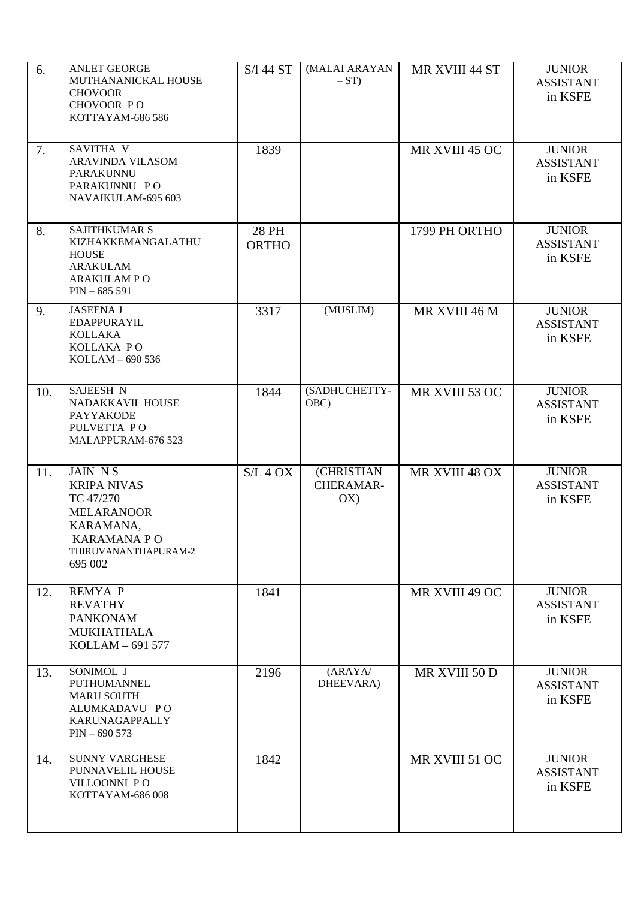| 6. | ANLET GEORGE<br>MUTHANANICKAL HOUSE<br>CHOVOOR<br>CHOVOOR P O<br>KOTTAYAM-686 586 | S/l 44 ST | (MALAI ARAYAN – ST) | MR XVIII 44 ST | JUNIOR ASSISTANT in KSFE |
|---|---|---|---|---|---|
| 7. | SAVITHA V<br>ARAVINDA VILASOM<br>PARAKUNNU<br>PARAKUNNU P O<br>NAVAIKULAM-695 603 | 1839 | | MR XVIII 45 OC | JUNIOR ASSISTANT in KSFE |
| 8. | SAJITHKUMAR S<br>KIZHAKKEMANGALATHU HOUSE<br>ARAKULAM<br>ARAKULAM P O<br>PIN – 685 591 | 28 PH ORTHO | | 1799 PH ORTHO | JUNIOR ASSISTANT in KSFE |
| 9. | JASEENA J<br>EDAPPURAYIL<br>KOLLAKA<br>KOLLAKA P O<br>KOLLAM – 690 536 | 3317 | (MUSLIM) | MR XVIII 46 M | JUNIOR ASSISTANT in KSFE |
| 10. | SAJEESH N<br>NADAKKAVIL HOUSE<br>PAYYAKODE<br>PULVETTA P O<br>MALAPPURAM-676 523 | 1844 | (SADHUCHETTY-OBC) | MR XVIII 53 OC | JUNIOR ASSISTANT in KSFE |
| 11. | JAIN N S<br>KRIPA NIVAS<br>TC 47/270<br>MELARANOOR<br>KARAMANA,<br>KARAMANA P O<br>THIRUVANANTHAPURAM-2<br>695 002 | S/L 4 OX | (CHRISTIAN CHERAMAR-OX) | MR XVIII 48 OX | JUNIOR ASSISTANT in KSFE |
| 12. | REMYA P<br>REVATHY<br>PANKONAM<br>MUKHATHALA<br>KOLLAM – 691 577 | 1841 | | MR XVIII 49 OC | JUNIOR ASSISTANT in KSFE |
| 13. | SONIMOL J<br>PUTHUMANNEL<br>MARU SOUTH<br>ALUMKADAVU P O<br>KARUNAGAPPALLY<br>PIN – 690 573 | 2196 | (ARAYA/ DHEEVARA) | MR XVIII 50 D | JUNIOR ASSISTANT in KSFE |
| 14. | SUNNY VARGHESE<br>PUNNAVELIL HOUSE<br>VILLOONNI P O<br>KOTTAYAM-686 008 | 1842 | | MR XVIII 51 OC | JUNIOR ASSISTANT in KSFE |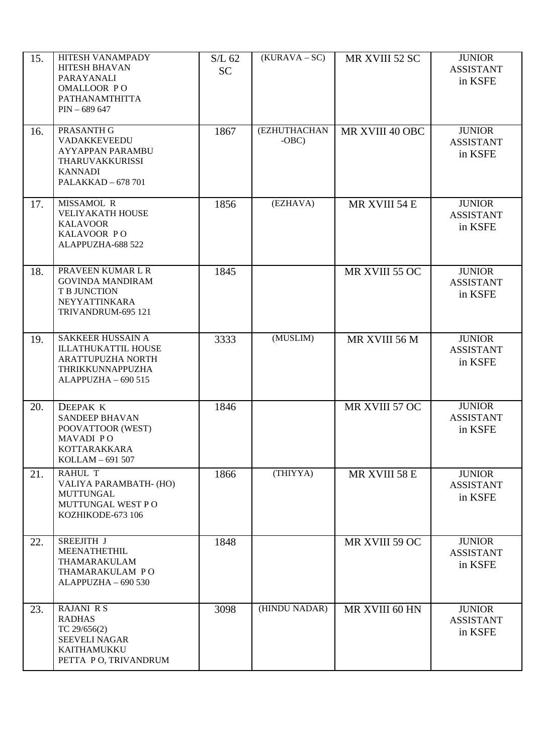| 15. | HITESH VANAMPADY<br>HITESH BHAVAN<br>PARAYANALI<br>OMALLOOR P O<br>PATHANAMTHITTA<br>PIN – 689 647 | S/L 62 SC | (KURAVA – SC) | MR XVIII 52 SC | JUNIOR ASSISTANT in KSFE |
|---|---|---|---|---|---|
| 16. | PRASANTH G<br>VADAKKEVEEDU<br>AYYAPPAN PARAMBU<br>THARUVAKKURISSI<br>KANNADI<br>PALAKKAD – 678 701 | 1867 | (EZHUTHACHAN -OBC) | MR XVIII 40 OBC | JUNIOR ASSISTANT in KSFE |
| 17. | MISSAMOL R<br>VELIYAKATH HOUSE<br>KALAVOOR<br>KALAVOOR P O<br>ALAPPUZHA-688 522 | 1856 | (EZHAVA) | MR XVIII 54 E | JUNIOR ASSISTANT in KSFE |
| 18. | PRAVEEN KUMAR L R<br>GOVINDA MANDIRAM<br>T B JUNCTION<br>NEYYATTINKARA<br>TRIVANDRUM-695 121 | 1845 | | MR XVIII 55 OC | JUNIOR ASSISTANT in KSFE |
| 19. | SAKKEER HUSSAIN A<br>ILLATHUKATTIL HOUSE<br>ARATTUPUZHA NORTH<br>THRIKKUNNAPPUZHA<br>ALAPPUZHA – 690 515 | 3333 | (MUSLIM) | MR XVIII 56 M | JUNIOR ASSISTANT in KSFE |
| 20. | DEEPAK K<br>SANDEEP BHAVAN<br>POOVATTOOR (WEST)<br>MAVADI P O<br>KOTTARAKKARA<br>KOLLAM – 691 507 | 1846 | | MR XVIII 57 OC | JUNIOR ASSISTANT in KSFE |
| 21. | RAHUL T<br>VALIYA PARAMBATH- (HO)<br>MUTTUNGAL<br>MUTTUNGAL WEST P O<br>KOZHIKODE-673 106 | 1866 | (THIYYA) | MR XVIII 58 E | JUNIOR ASSISTANT in KSFE |
| 22. | SREEJITH J<br>MEENATHETHIL<br>THAMARAKULAM<br>THAMARAKULAM P O<br>ALAPPUZHA – 690 530 | 1848 | | MR XVIII 59 OC | JUNIOR ASSISTANT in KSFE |
| 23. | RAJANI R S<br>RADHAS<br>TC 29/656(2)<br>SEEVELI NAGAR<br>KAITHAMUKKU<br>PETTA P O, TRIVANDRUM | 3098 | (HINDU NADAR) | MR XVIII 60 HN | JUNIOR ASSISTANT in KSFE |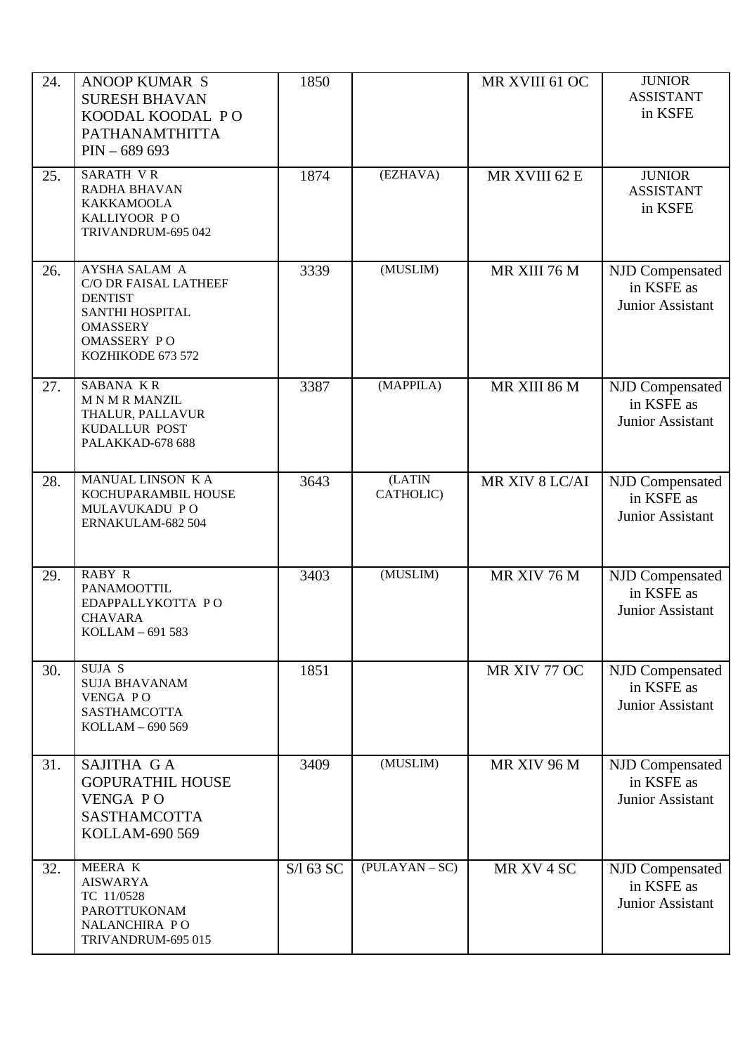| 24. | ANOOP KUMAR S<br>SURESH BHAVAN<br>KOODAL KOODAL P O<br>PATHANAMTHITTA<br>PIN – 689 693 | 1850 | | MR XVIII 61 OC | JUNIOR ASSISTANT in KSFE |
|---|---|---|---|---|---|
| 25. | SARATH V R<br>RADHA BHAVAN<br>KAKKAMOOLA<br>KALLIYOOR P O<br>TRIVANDRUM-695 042 | 1874 | (EZHAVA) | MR XVIII 62 E | JUNIOR ASSISTANT in KSFE |
| 26. | AYSHA SALAM A<br>C/O DR FAISAL LATHEEF<br>DENTIST<br>SANTHI HOSPITAL<br>OMASSERY<br>OMASSERY P O<br>KOZHIKODE 673 572 | 3339 | (MUSLIM) | MR XIII 76 M | NJD Compensated in KSFE as Junior Assistant |
| 27. | SABANA K R<br>M N M R MANZIL<br>THALUR, PALLAVUR<br>KUDALLUR POST<br>PALAKKAD-678 688 | 3387 | (MAPPILA) | MR XIII 86 M | NJD Compensated in KSFE as Junior Assistant |
| 28. | MANUAL LINSON K A<br>KOCHUPARAMBIL HOUSE<br>MULAVUKADU P O<br>ERNAKULAM-682 504 | 3643 | (LATIN CATHOLIC) | MR XIV 8 LC/AI | NJD Compensated in KSFE as Junior Assistant |
| 29. | RABY R<br>PANAMOOTTIL<br>EDAPPALLYKOTTA P O<br>CHAVARA<br>KOLLAM – 691 583 | 3403 | (MUSLIM) | MR XIV 76 M | NJD Compensated in KSFE as Junior Assistant |
| 30. | SUJA S<br>SUJA BHAVANAM<br>VENGA P O<br>SASTHAMCOTTA<br>KOLLAM – 690 569 | 1851 | | MR XIV 77 OC | NJD Compensated in KSFE as Junior Assistant |
| 31. | SAJITHA G A<br>GOPURATHIL HOUSE<br>VENGA P O<br>SASTHAMCOTTA<br>KOLLAM-690 569 | 3409 | (MUSLIM) | MR XIV 96 M | NJD Compensated in KSFE as Junior Assistant |
| 32. | MEERA K<br>AISWARYA<br>TC 11/0528<br>PAROTTUKONAM<br>NALANCHIRA P O<br>TRIVANDRUM-695 015 | S/l 63 SC | (PULAYAN – SC) | MR XV 4 SC | NJD Compensated in KSFE as Junior Assistant |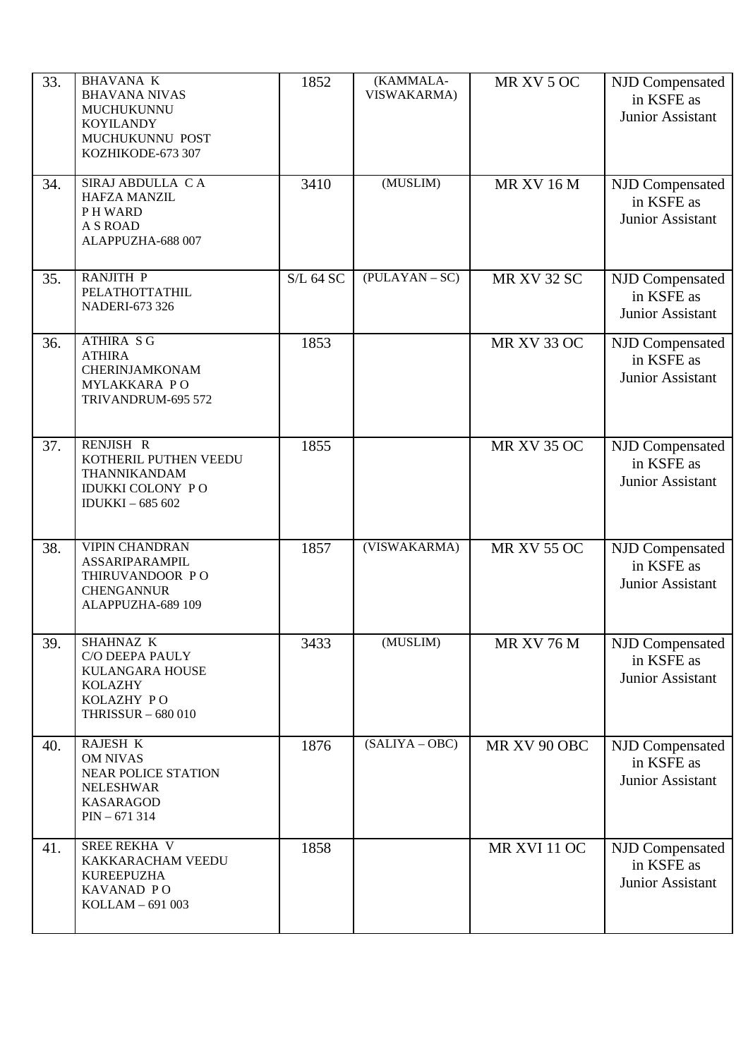| | | | | | |
|---|---|---|---|---|---|
| 33. | BHAVANA K<br>BHAVANA NIVAS<br>MUCHUKUNNU<br>KOYILANDY<br>MUCHUKUNNU POST<br>KOZHIKODE-673 307 | 1852 | (KAMMALA-VISWAKARMA) | MR XV 5 OC | NJD Compensated in KSFE as Junior Assistant |
| 34. | SIRAJ ABDULLA C A<br>HAFZA MANZIL<br>P H WARD<br>A S ROAD<br>ALAPPUZHA-688 007 | 3410 | (MUSLIM) | MR XV 16 M | NJD Compensated in KSFE as Junior Assistant |
| 35. | RANJITH P<br>PELATHOTTATHIL<br>NADERI-673 326 | S/L 64 SC | (PULAYAN – SC) | MR XV 32 SC | NJD Compensated in KSFE as Junior Assistant |
| 36. | ATHIRA S G<br>ATHIRA<br>CHERINJAMKONAM<br>MYLAKKARA P O<br>TRIVANDRUM-695 572 | 1853 | | MR XV 33 OC | NJD Compensated in KSFE as Junior Assistant |
| 37. | RENJISH R<br>KOTHERIL PUTHEN VEEDU<br>THANNIKANDAM<br>IDUKKI COLONY P O<br>IDUKKI – 685 602 | 1855 | | MR XV 35 OC | NJD Compensated in KSFE as Junior Assistant |
| 38. | VIPIN CHANDRAN<br>ASSARIPARAMPIL<br>THIRUVANDOOR P O<br>CHENGANNUR<br>ALAPPUZHA-689 109 | 1857 | (VISWAKARMA) | MR XV 55 OC | NJD Compensated in KSFE as Junior Assistant |
| 39. | SHAHNAZ K<br>C/O DEEPA PAULY<br>KULANGARA HOUSE<br>KOLAZHY<br>KOLAZHY P O<br>THRISSUR – 680 010 | 3433 | (MUSLIM) | MR XV 76 M | NJD Compensated in KSFE as Junior Assistant |
| 40. | RAJESH K<br>OM NIVAS<br>NEAR POLICE STATION<br>NELESHWAR<br>KASARAGOD<br>PIN – 671 314 | 1876 | (SALIYA – OBC) | MR XV 90 OBC | NJD Compensated in KSFE as Junior Assistant |
| 41. | SREE REKHA V<br>KAKKARACHAM VEEDU<br>KUREEPUZHA<br>KAVANAD P O<br>KOLLAM – 691 003 | 1858 | | MR XVI 11 OC | NJD Compensated in KSFE as Junior Assistant |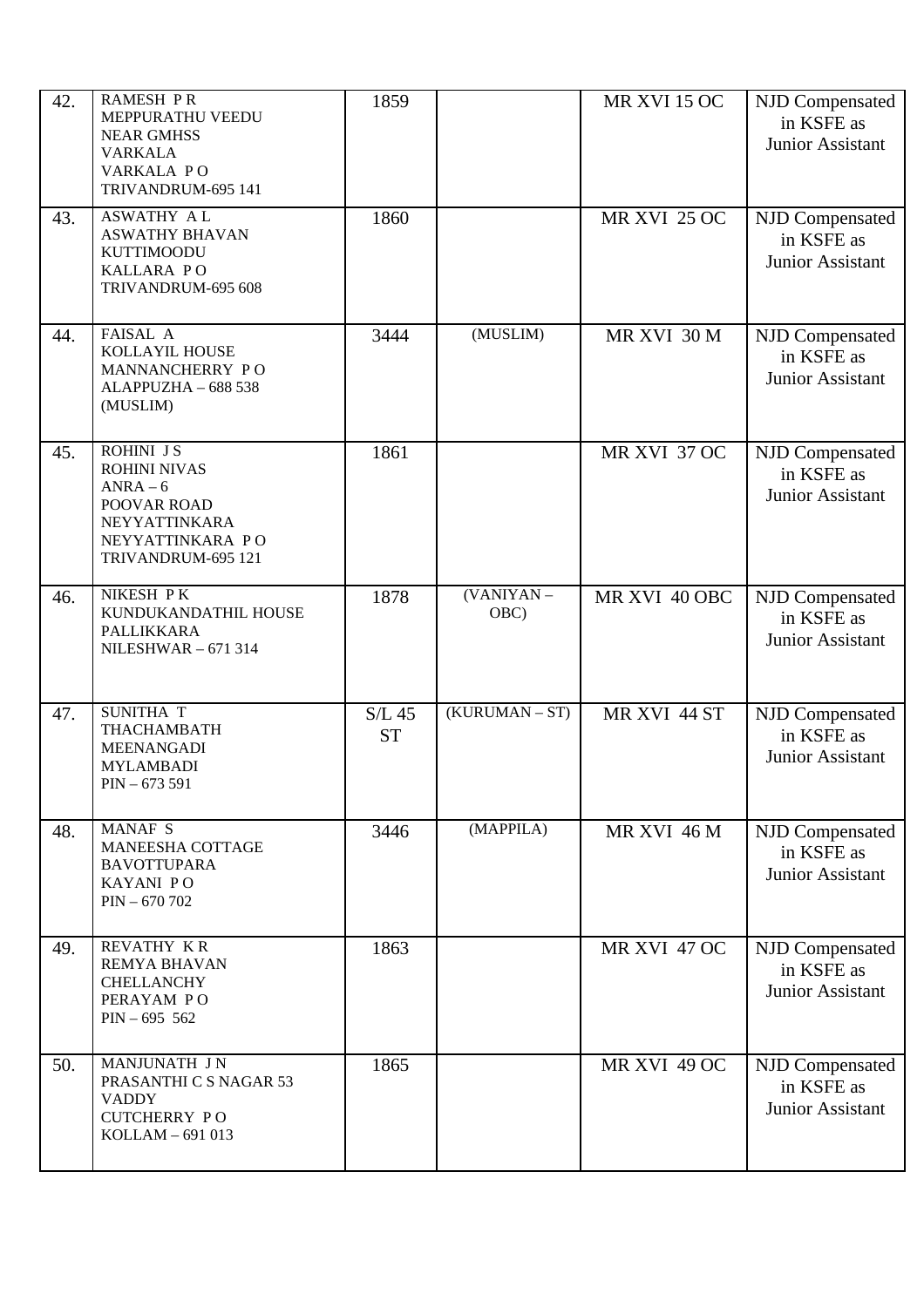| 42. | RAMESH P R<br>MEPPURATHU VEEDU<br>NEAR GMHSS<br>VARKALA<br>VARKALA P O<br>TRIVANDRUM-695 141 | 1859 | | MR XVI 15 OC | NJD Compensated in KSFE as Junior Assistant |
|---|---|---|---|---|---|
| 43. | ASWATHY A L<br>ASWATHY BHAVAN<br>KUTTIMOODU<br>KALLARA P O<br>TRIVANDRUM-695 608 | 1860 | | MR XVI 25 OC | NJD Compensated in KSFE as Junior Assistant |
| 44. | FAISAL A<br>KOLLAYIL HOUSE<br>MANNANCHERRY P O<br>ALAPPUZHA – 688 538<br>(MUSLIM) | 3444 | (MUSLIM) | MR XVI 30 M | NJD Compensated in KSFE as Junior Assistant |
| 45. | ROHINI J S<br>ROHINI NIVAS<br>ANRA – 6<br>POOVAR ROAD<br>NEYYATTINKARA<br>NEYYATTINKARA P O<br>TRIVANDRUM-695 121 | 1861 | | MR XVI 37 OC | NJD Compensated in KSFE as Junior Assistant |
| 46. | NIKESH P K<br>KUNDUKANDATHIL HOUSE<br>PALLIKKARA<br>NILESHWAR – 671 314 | 1878 | (VANIYAN – OBC) | MR XVI 40 OBC | NJD Compensated in KSFE as Junior Assistant |
| 47. | SUNITHA T<br>THACHAMBATH<br>MEENANGADI<br>MYLAMBADI<br>PIN – 673 591 | S/L 45 ST | (KURUMAN – ST) | MR XVI 44 ST | NJD Compensated in KSFE as Junior Assistant |
| 48. | MANAF S<br>MANEESHA COTTAGE<br>BAVOTTUPARA<br>KAYANI P O<br>PIN – 670 702 | 3446 | (MAPPILA) | MR XVI 46 M | NJD Compensated in KSFE as Junior Assistant |
| 49. | REVATHY K R<br>REMYA BHAVAN<br>CHELLANCHY<br>PERAYAM P O<br>PIN – 695 562 | 1863 | | MR XVI 47 OC | NJD Compensated in KSFE as Junior Assistant |
| 50. | MANJUNATH J N<br>PRASANTHI C S NAGAR 53<br>VADDY<br>CUTCHERRY P O<br>KOLLAM – 691 013 | 1865 | | MR XVI 49 OC | NJD Compensated in KSFE as Junior Assistant |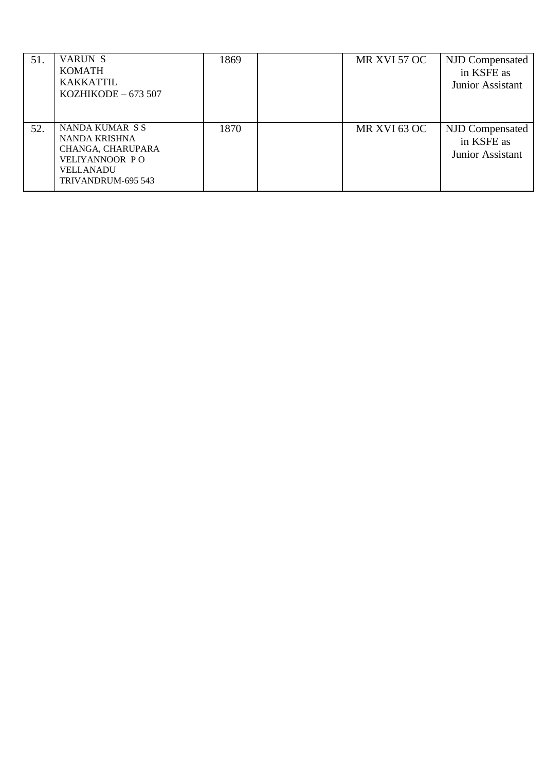| | | | | | |
|---|---|---|---|---|---|
| 51. | VARUN S<br>KOMATH<br>KAKKATTIL<br>KOZHIKODE – 673 507 | 1869 | | MR XVI 57 OC | NJD Compensated in KSFE as Junior Assistant |
| 52. | NANDA KUMAR S S<br>NANDA KRISHNA<br>CHANGA, CHARUPARA<br>VELIYANNOOR P O<br>VELLANADU<br>TRIVANDRUM-695 543 | 1870 | | MR XVI 63 OC | NJD Compensated in KSFE as Junior Assistant |